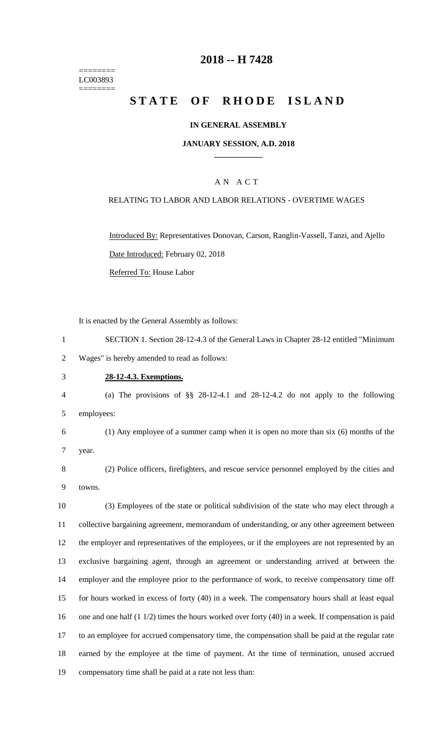========
LC003893
========

# 2018 -- H 7428

# STATE OF RHODE ISLAND

**IN GENERAL ASSEMBLY**

**JANUARY SESSION, A.D. 2018**

A N A C T

RELATING TO LABOR AND LABOR RELATIONS - OVERTIME WAGES

Introduced By: Representatives Donovan, Carson, Ranglin-Vassell, Tanzi, and Ajello

Date Introduced: February 02, 2018

Referred To: House Labor

It is enacted by the General Assembly as follows:

SECTION 1. Section 28-12-4.3 of the General Laws in Chapter 28-12 entitled "Minimum Wages" is hereby amended to read as follows:

**28-12-4.3. Exemptions.**

(a) The provisions of §§ 28-12-4.1 and 28-12-4.2 do not apply to the following employees:

(1) Any employee of a summer camp when it is open no more than six (6) months of the year.

(2) Police officers, firefighters, and rescue service personnel employed by the cities and towns.

(3) Employees of the state or political subdivision of the state who may elect through a collective bargaining agreement, memorandum of understanding, or any other agreement between the employer and representatives of the employees, or if the employees are not represented by an exclusive bargaining agent, through an agreement or understanding arrived at between the employer and the employee prior to the performance of work, to receive compensatory time off for hours worked in excess of forty (40) in a week. The compensatory hours shall at least equal one and one half (1 1/2) times the hours worked over forty (40) in a week. If compensation is paid to an employee for accrued compensatory time, the compensation shall be paid at the regular rate earned by the employee at the time of payment. At the time of termination, unused accrued compensatory time shall be paid at a rate not less than: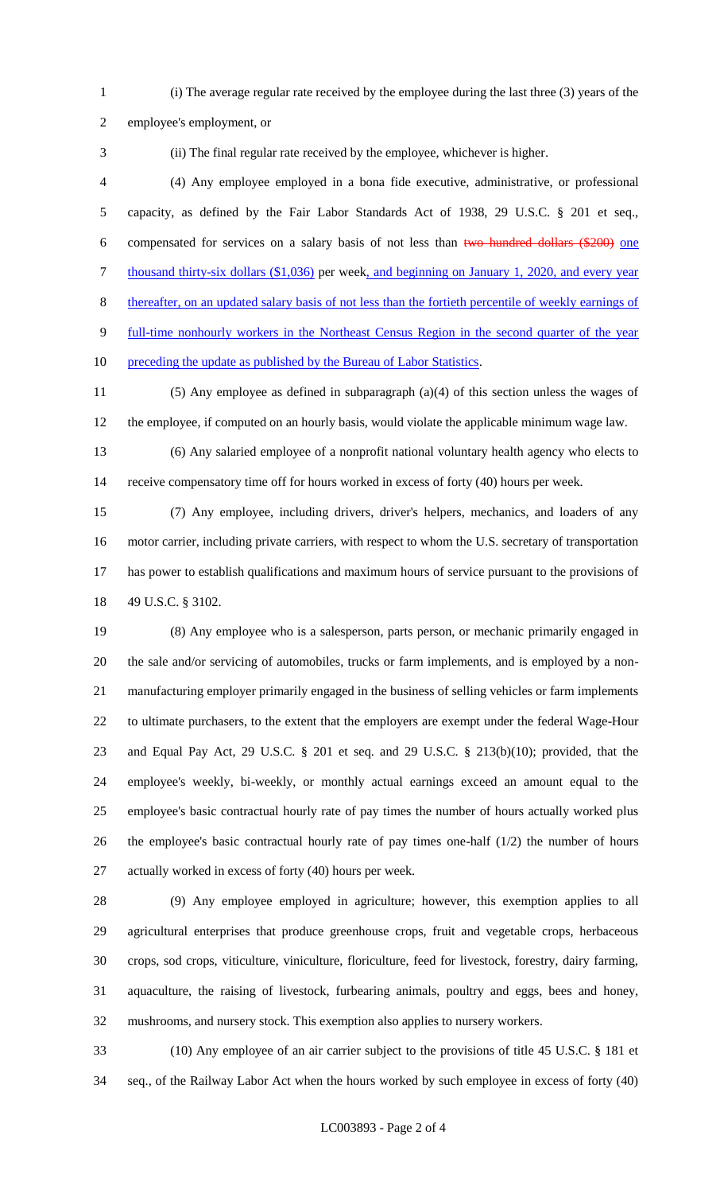(i) The average regular rate received by the employee during the last three (3) years of the employee's employment, or

(ii) The final regular rate received by the employee, whichever is higher.

(4) Any employee employed in a bona fide executive, administrative, or professional capacity, as defined by the Fair Labor Standards Act of 1938, 29 U.S.C. § 201 et seq., compensated for services on a salary basis of not less than ~~two hundred dollars ($200)~~ one thousand thirty-six dollars ($1,036) per week, and beginning on January 1, 2020, and every year thereafter, on an updated salary basis of not less than the fortieth percentile of weekly earnings of full-time nonhourly workers in the Northeast Census Region in the second quarter of the year preceding the update as published by the Bureau of Labor Statistics.

(5) Any employee as defined in subparagraph (a)(4) of this section unless the wages of the employee, if computed on an hourly basis, would violate the applicable minimum wage law.

(6) Any salaried employee of a nonprofit national voluntary health agency who elects to receive compensatory time off for hours worked in excess of forty (40) hours per week.

(7) Any employee, including drivers, driver's helpers, mechanics, and loaders of any motor carrier, including private carriers, with respect to whom the U.S. secretary of transportation has power to establish qualifications and maximum hours of service pursuant to the provisions of 49 U.S.C. § 3102.

(8) Any employee who is a salesperson, parts person, or mechanic primarily engaged in the sale and/or servicing of automobiles, trucks or farm implements, and is employed by a non-manufacturing employer primarily engaged in the business of selling vehicles or farm implements to ultimate purchasers, to the extent that the employers are exempt under the federal Wage-Hour and Equal Pay Act, 29 U.S.C. § 201 et seq. and 29 U.S.C. § 213(b)(10); provided, that the employee's weekly, bi-weekly, or monthly actual earnings exceed an amount equal to the employee's basic contractual hourly rate of pay times the number of hours actually worked plus the employee's basic contractual hourly rate of pay times one-half (1/2) the number of hours actually worked in excess of forty (40) hours per week.

(9) Any employee employed in agriculture; however, this exemption applies to all agricultural enterprises that produce greenhouse crops, fruit and vegetable crops, herbaceous crops, sod crops, viticulture, viniculture, floriculture, feed for livestock, forestry, dairy farming, aquaculture, the raising of livestock, furbearing animals, poultry and eggs, bees and honey, mushrooms, and nursery stock. This exemption also applies to nursery workers.

(10) Any employee of an air carrier subject to the provisions of title 45 U.S.C. § 181 et seq., of the Railway Labor Act when the hours worked by such employee in excess of forty (40)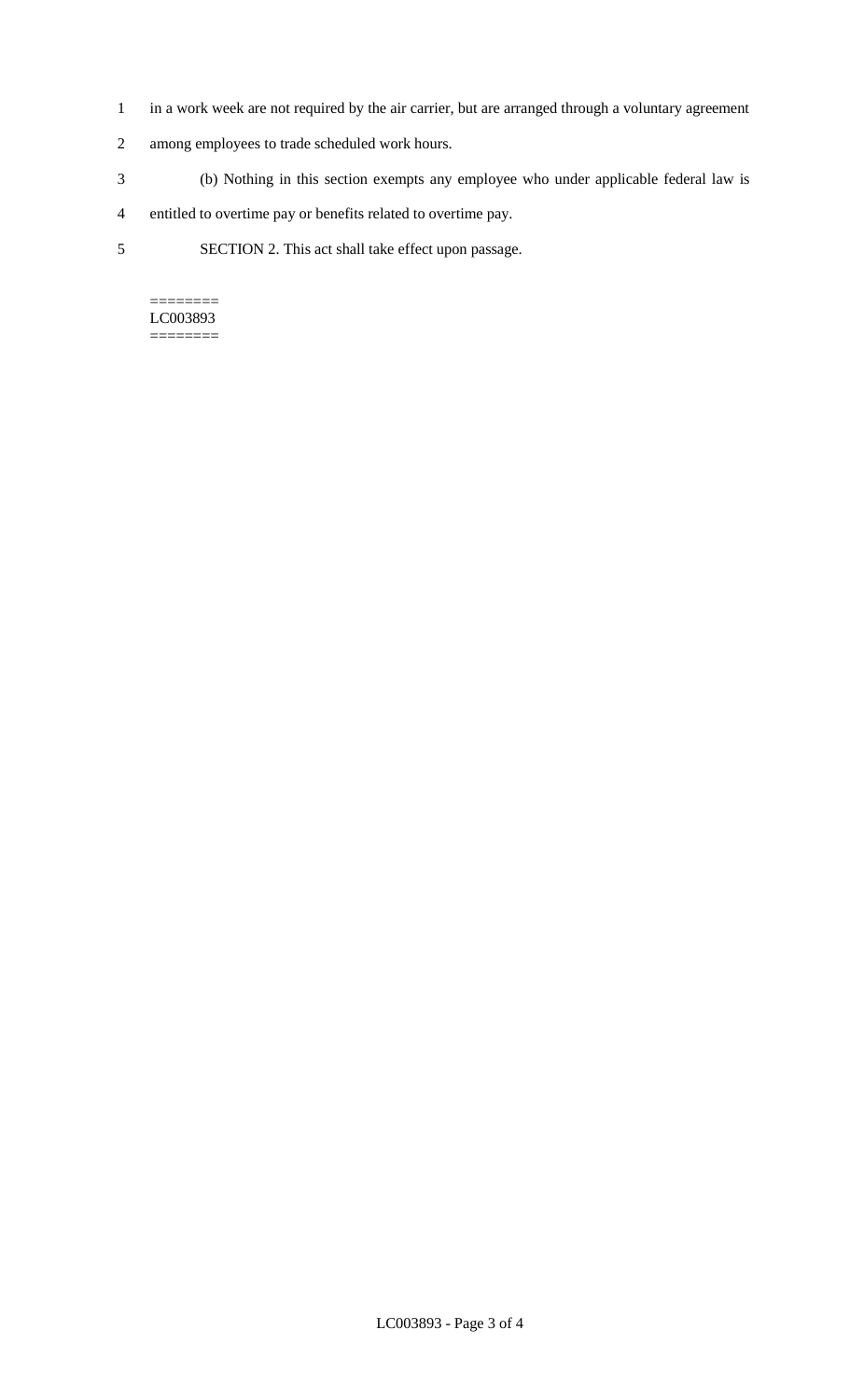in a work week are not required by the air carrier, but are arranged through a voluntary agreement among employees to trade scheduled work hours.

(b) Nothing in this section exempts any employee who under applicable federal law is entitled to overtime pay or benefits related to overtime pay.

SECTION 2. This act shall take effect upon passage.

========
LC003893
========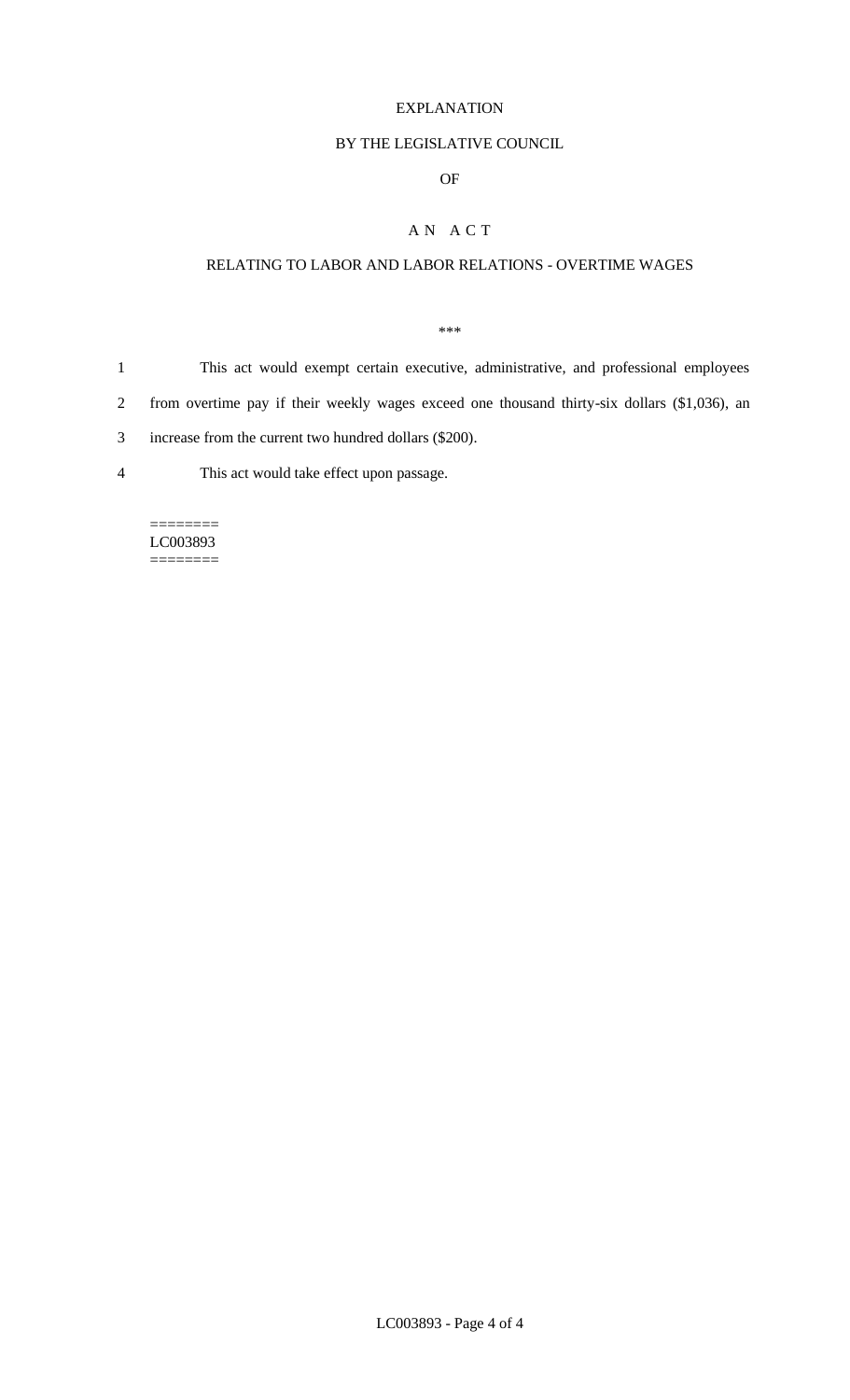# EXPLANATION

## BY THE LEGISLATIVE COUNCIL

## OF

## A N A C T

## RELATING TO LABOR AND LABOR RELATIONS - OVERTIME WAGES

\*\*\*

This act would exempt certain executive, administrative, and professional employees from overtime pay if their weekly wages exceed one thousand thirty-six dollars ($1,036), an increase from the current two hundred dollars ($200).

This act would take effect upon passage.

========
LC003893
========